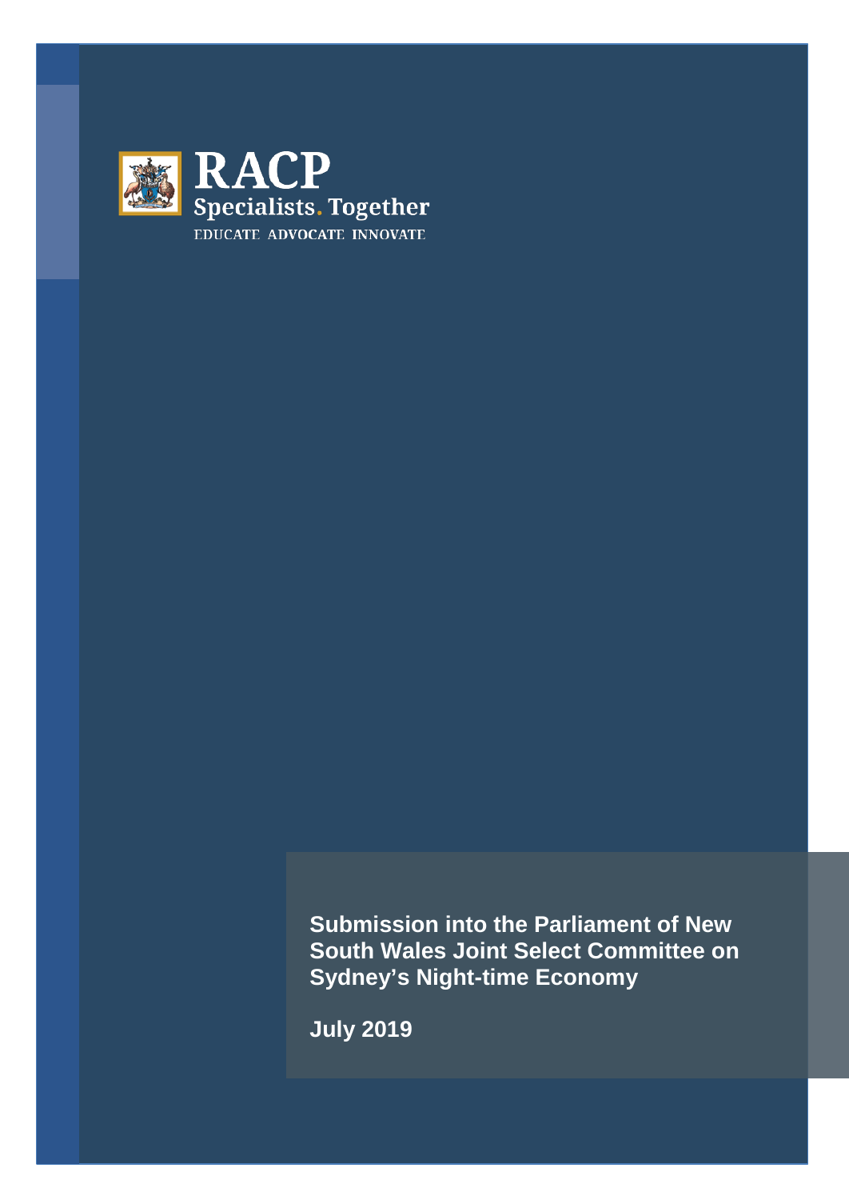RACP

Specialists. Together

EDUCATE ADVOCATE INNOVATE

# Submission into the Parliament of New South Wales Joint Select Committee on Sydney's Night-time Economy

**July 2019**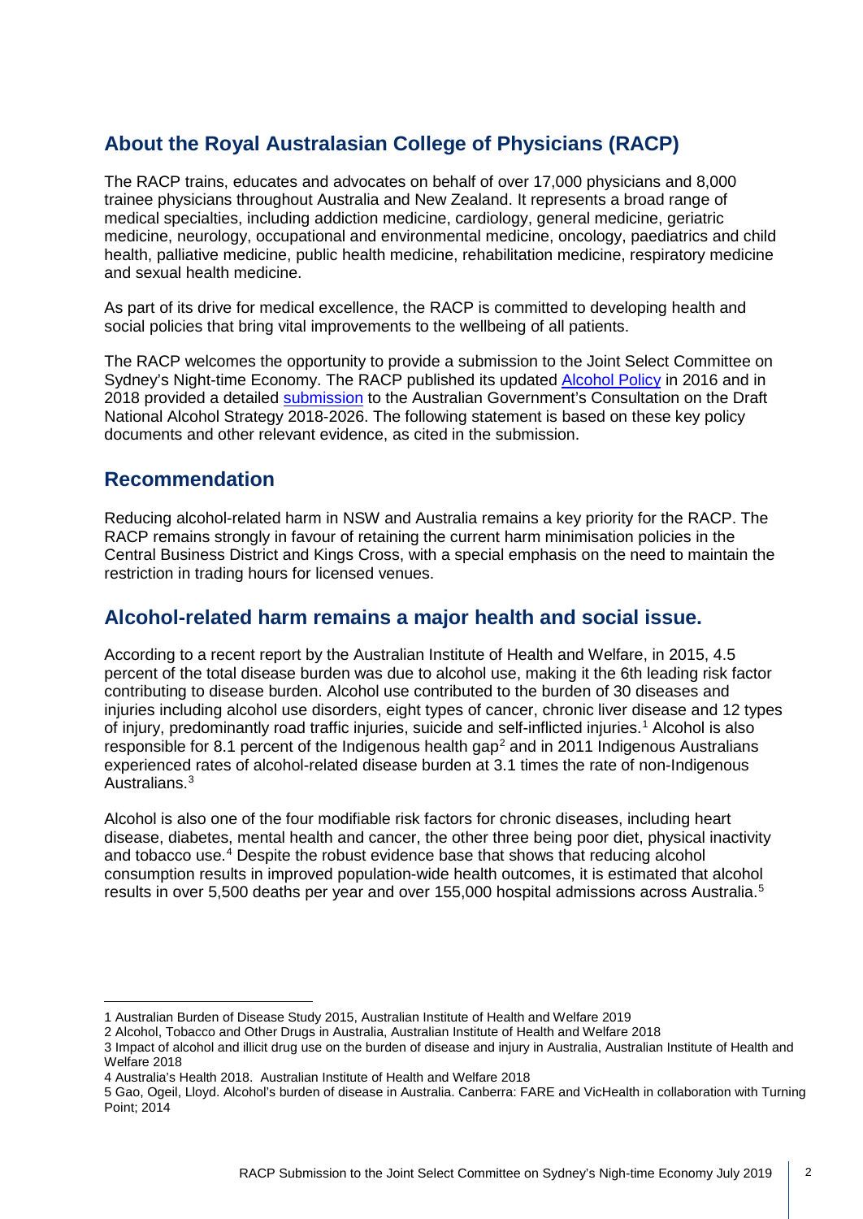## About the Royal Australasian College of Physicians (RACP)

The RACP trains, educates and advocates on behalf of over 17,000 physicians and 8,000 trainee physicians throughout Australia and New Zealand. It represents a broad range of medical specialties, including addiction medicine, cardiology, general medicine, geriatric medicine, neurology, occupational and environmental medicine, oncology, paediatrics and child health, palliative medicine, public health medicine, rehabilitation medicine, respiratory medicine and sexual health medicine.

As part of its drive for medical excellence, the RACP is committed to developing health and social policies that bring vital improvements to the wellbeing of all patients.

The RACP welcomes the opportunity to provide a submission to the Joint Select Committee on Sydney's Night-time Economy. The RACP published its updated Alcohol Policy in 2016 and in 2018 provided a detailed submission to the Australian Government's Consultation on the Draft National Alcohol Strategy 2018-2026. The following statement is based on these key policy documents and other relevant evidence, as cited in the submission.

## Recommendation

Reducing alcohol-related harm in NSW and Australia remains a key priority for the RACP. The RACP remains strongly in favour of retaining the current harm minimisation policies in the Central Business District and Kings Cross, with a special emphasis on the need to maintain the restriction in trading hours for licensed venues.

## Alcohol-related harm remains a major health and social issue.

According to a recent report by the Australian Institute of Health and Welfare, in 2015, 4.5 percent of the total disease burden was due to alcohol use, making it the 6th leading risk factor contributing to disease burden. Alcohol use contributed to the burden of 30 diseases and injuries including alcohol use disorders, eight types of cancer, chronic liver disease and 12 types of injury, predominantly road traffic injuries, suicide and self-inflicted injuries.[1] Alcohol is also responsible for 8.1 percent of the Indigenous health gap[2] and in 2011 Indigenous Australians experienced rates of alcohol-related disease burden at 3.1 times the rate of non-Indigenous Australians.[3]

Alcohol is also one of the four modifiable risk factors for chronic diseases, including heart disease, diabetes, mental health and cancer, the other three being poor diet, physical inactivity and tobacco use.[4] Despite the robust evidence base that shows that reducing alcohol consumption results in improved population-wide health outcomes, it is estimated that alcohol results in over 5,500 deaths per year and over 155,000 hospital admissions across Australia.[5]

---

1 Australian Burden of Disease Study 2015, Australian Institute of Health and Welfare 2019

2 Alcohol, Tobacco and Other Drugs in Australia, Australian Institute of Health and Welfare 2018

3 Impact of alcohol and illicit drug use on the burden of disease and injury in Australia, Australian Institute of Health and Welfare 2018

4 Australia's Health 2018. Australian Institute of Health and Welfare 2018

5 Gao, Ogeil, Lloyd. Alcohol's burden of disease in Australia. Canberra: FARE and VicHealth in collaboration with Turning Point; 2014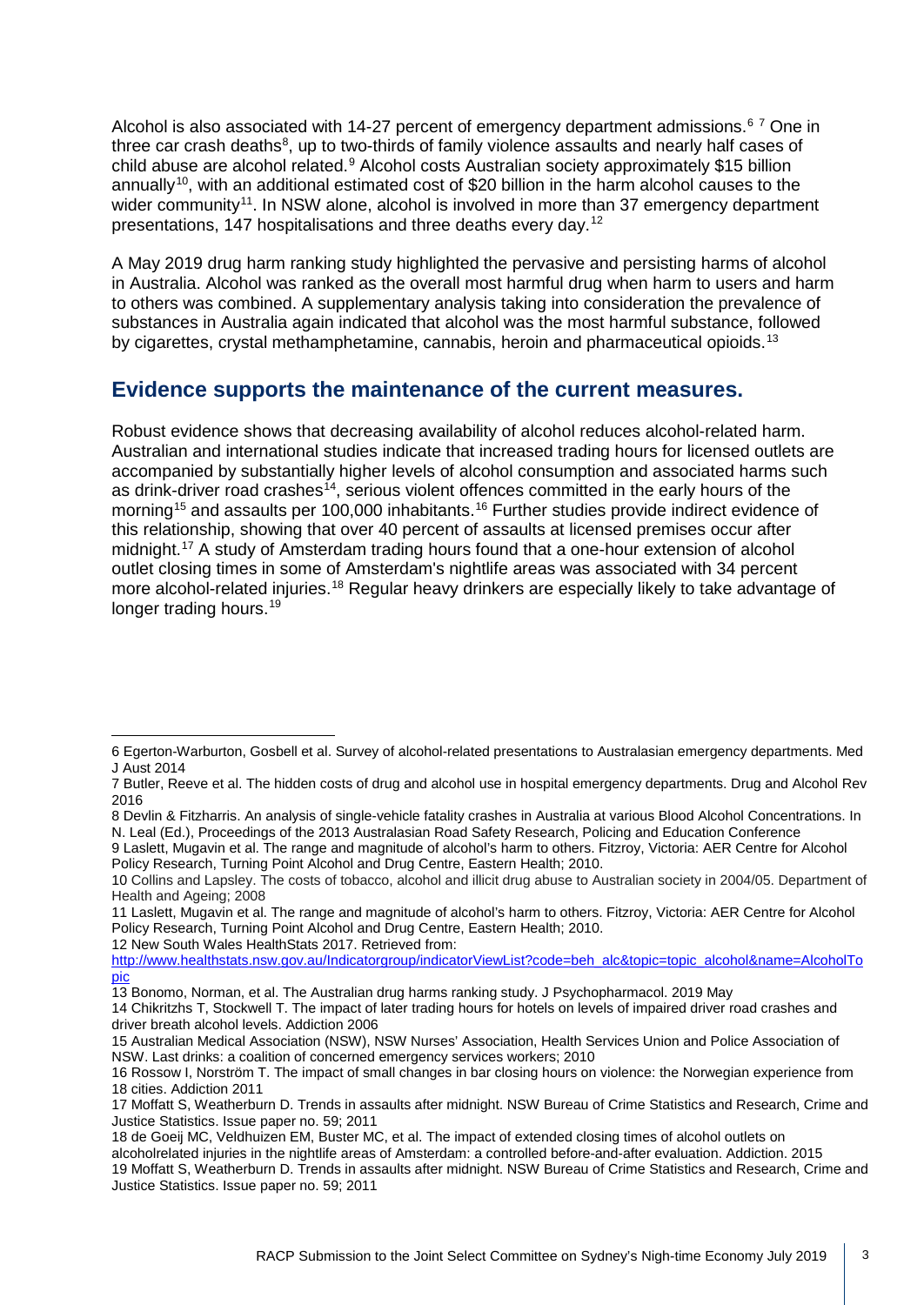Alcohol is also associated with 14-27 percent of emergency department admissions.[6] [7] One in three car crash deaths[8], up to two-thirds of family violence assaults and nearly half cases of child abuse are alcohol related.[9] Alcohol costs Australian society approximately $15 billion annually[10], with an additional estimated cost of $20 billion in the harm alcohol causes to the wider community[11]. In NSW alone, alcohol is involved in more than 37 emergency department presentations, 147 hospitalisations and three deaths every day.[12]

A May 2019 drug harm ranking study highlighted the pervasive and persisting harms of alcohol in Australia. Alcohol was ranked as the overall most harmful drug when harm to users and harm to others was combined. A supplementary analysis taking into consideration the prevalence of substances in Australia again indicated that alcohol was the most harmful substance, followed by cigarettes, crystal methamphetamine, cannabis, heroin and pharmaceutical opioids.[13]

## Evidence supports the maintenance of the current measures.

Robust evidence shows that decreasing availability of alcohol reduces alcohol-related harm. Australian and international studies indicate that increased trading hours for licensed outlets are accompanied by substantially higher levels of alcohol consumption and associated harms such as drink-driver road crashes[14], serious violent offences committed in the early hours of the morning[15] and assaults per 100,000 inhabitants.[16] Further studies provide indirect evidence of this relationship, showing that over 40 percent of assaults at licensed premises occur after midnight.[17] A study of Amsterdam trading hours found that a one-hour extension of alcohol outlet closing times in some of Amsterdam's nightlife areas was associated with 34 percent more alcohol-related injuries.[18] Regular heavy drinkers are especially likely to take advantage of longer trading hours.[19]

---

6 Egerton-Warburton, Gosbell et al. Survey of alcohol-related presentations to Australasian emergency departments. Med J Aust 2014

7 Butler, Reeve et al. The hidden costs of drug and alcohol use in hospital emergency departments. Drug and Alcohol Rev 2016

8 Devlin & Fitzharris. An analysis of single-vehicle fatality crashes in Australia at various Blood Alcohol Concentrations. In N. Leal (Ed.), Proceedings of the 2013 Australasian Road Safety Research, Policing and Education Conference

9 Laslett, Mugavin et al. The range and magnitude of alcohol's harm to others. Fitzroy, Victoria: AER Centre for Alcohol Policy Research, Turning Point Alcohol and Drug Centre, Eastern Health; 2010.

10 Collins and Lapsley. The costs of tobacco, alcohol and illicit drug abuse to Australian society in 2004/05. Department of Health and Ageing; 2008

11 Laslett, Mugavin et al. The range and magnitude of alcohol's harm to others. Fitzroy, Victoria: AER Centre for Alcohol Policy Research, Turning Point Alcohol and Drug Centre, Eastern Health; 2010.

12 New South Wales HealthStats 2017. Retrieved from: http://www.healthstats.nsw.gov.au/Indicatorgroup/indicatorViewList?code=beh_alc&topic=topic_alcohol&name=AlcoholTopic

13 Bonomo, Norman, et al. The Australian drug harms ranking study. J Psychopharmacol. 2019 May

14 Chikritzhs T, Stockwell T. The impact of later trading hours for hotels on levels of impaired driver road crashes and driver breath alcohol levels. Addiction 2006

15 Australian Medical Association (NSW), NSW Nurses' Association, Health Services Union and Police Association of NSW. Last drinks: a coalition of concerned emergency services workers; 2010

16 Rossow I, Norström T. The impact of small changes in bar closing hours on violence: the Norwegian experience from 18 cities. Addiction 2011

17 Moffatt S, Weatherburn D. Trends in assaults after midnight. NSW Bureau of Crime Statistics and Research, Crime and Justice Statistics. Issue paper no. 59; 2011

18 de Goeij MC, Veldhuizen EM, Buster MC, et al. The impact of extended closing times of alcohol outlets on alcoholrelated injuries in the nightlife areas of Amsterdam: a controlled before-and-after evaluation. Addiction. 2015

19 Moffatt S, Weatherburn D. Trends in assaults after midnight. NSW Bureau of Crime Statistics and Research, Crime and Justice Statistics. Issue paper no. 59; 2011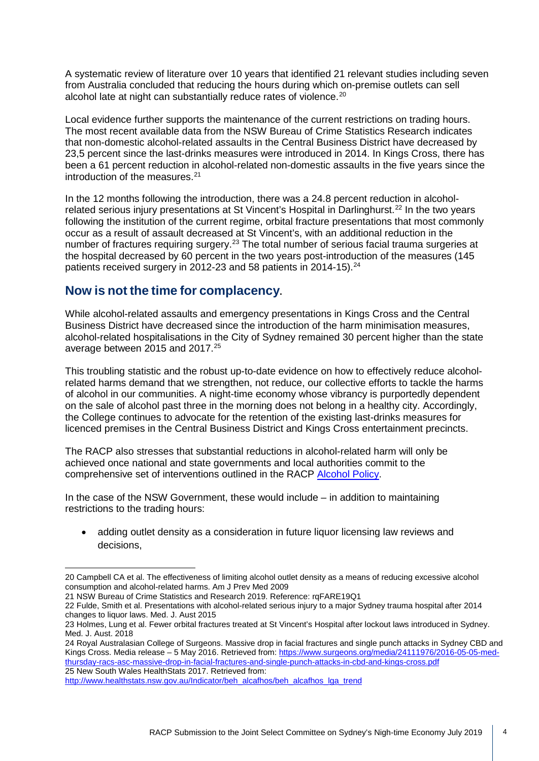A systematic review of literature over 10 years that identified 21 relevant studies including seven from Australia concluded that reducing the hours during which on-premise outlets can sell alcohol late at night can substantially reduce rates of violence.[20]

Local evidence further supports the maintenance of the current restrictions on trading hours. The most recent available data from the NSW Bureau of Crime Statistics Research indicates that non-domestic alcohol-related assaults in the Central Business District have decreased by 23,5 percent since the last-drinks measures were introduced in 2014. In Kings Cross, there has been a 61 percent reduction in alcohol-related non-domestic assaults in the five years since the introduction of the measures.[21]

In the 12 months following the introduction, there was a 24.8 percent reduction in alcohol-related serious injury presentations at St Vincent's Hospital in Darlinghurst.[22] In the two years following the institution of the current regime, orbital fracture presentations that most commonly occur as a result of assault decreased at St Vincent's, with an additional reduction in the number of fractures requiring surgery.[23] The total number of serious facial trauma surgeries at the hospital decreased by 60 percent in the two years post-introduction of the measures (145 patients received surgery in 2012-23 and 58 patients in 2014-15).[24]

## Now is not the time for complacency.

While alcohol-related assaults and emergency presentations in Kings Cross and the Central Business District have decreased since the introduction of the harm minimisation measures, alcohol-related hospitalisations in the City of Sydney remained 30 percent higher than the state average between 2015 and 2017.[25]

This troubling statistic and the robust up-to-date evidence on how to effectively reduce alcohol-related harms demand that we strengthen, not reduce, our collective efforts to tackle the harms of alcohol in our communities. A night-time economy whose vibrancy is purportedly dependent on the sale of alcohol past three in the morning does not belong in a healthy city. Accordingly, the College continues to advocate for the retention of the existing last-drinks measures for licenced premises in the Central Business District and Kings Cross entertainment precincts.

The RACP also stresses that substantial reductions in alcohol-related harm will only be achieved once national and state governments and local authorities commit to the comprehensive set of interventions outlined in the RACP Alcohol Policy.

In the case of the NSW Government, these would include – in addition to maintaining restrictions to the trading hours:

- adding outlet density as a consideration in future liquor licensing law reviews and decisions,

---

20 Campbell CA et al. The effectiveness of limiting alcohol outlet density as a means of reducing excessive alcohol consumption and alcohol-related harms. Am J Prev Med 2009

21 NSW Bureau of Crime Statistics and Research 2019. Reference: rqFARE19Q1

22 Fulde, Smith et al. Presentations with alcohol-related serious injury to a major Sydney trauma hospital after 2014 changes to liquor laws. Med. J. Aust 2015

23 Holmes, Lung et al. Fewer orbital fractures treated at St Vincent's Hospital after lockout laws introduced in Sydney. Med. J. Aust. 2018

24 Royal Australasian College of Surgeons. Massive drop in facial fractures and single punch attacks in Sydney CBD and Kings Cross. Media release – 5 May 2016. Retrieved from: https://www.surgeons.org/media/24111976/2016-05-05-med-thursday-racs-asc-massive-drop-in-facial-fractures-and-single-punch-attacks-in-cbd-and-kings-cross.pdf

25 New South Wales HealthStats 2017. Retrieved from: http://www.healthstats.nsw.gov.au/Indicator/beh_alcafhos/beh_alcafhos_lga_trend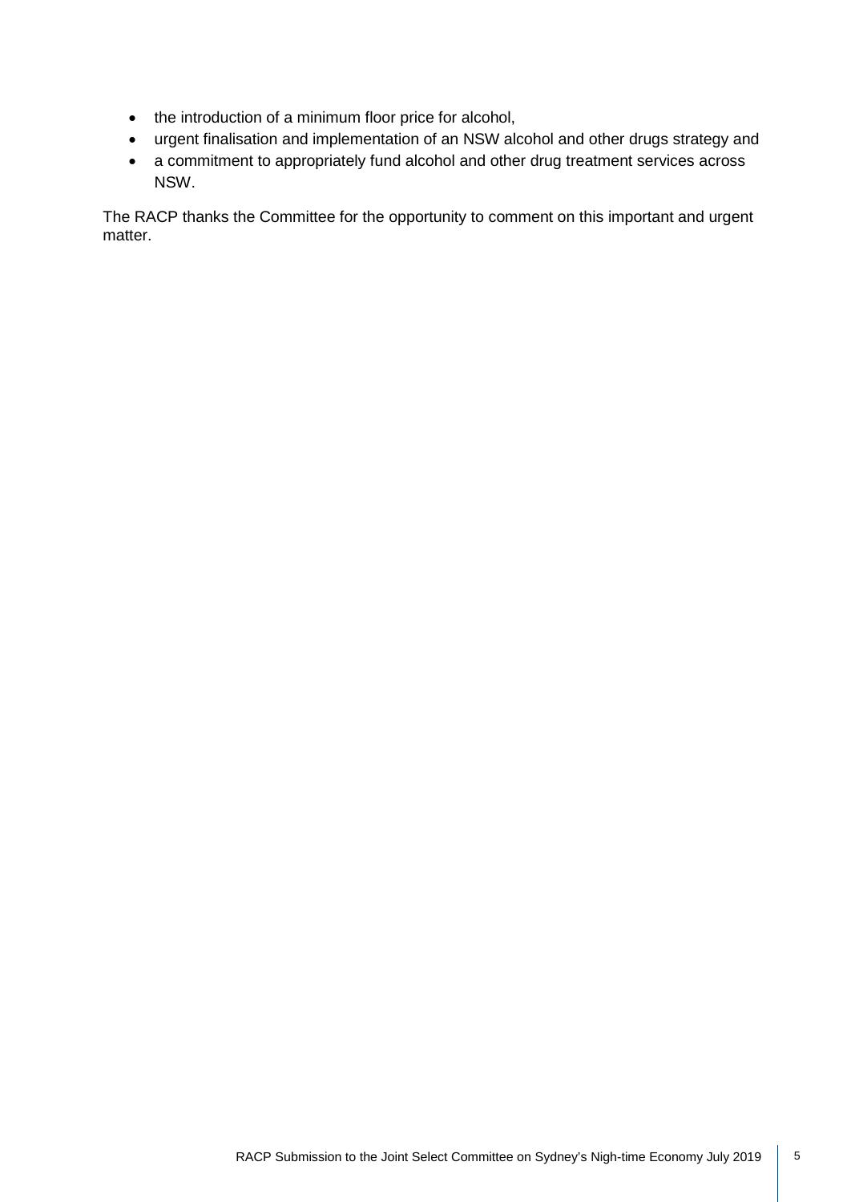- the introduction of a minimum floor price for alcohol,
- urgent finalisation and implementation of an NSW alcohol and other drugs strategy and
- a commitment to appropriately fund alcohol and other drug treatment services across NSW.

The RACP thanks the Committee for the opportunity to comment on this important and urgent matter.